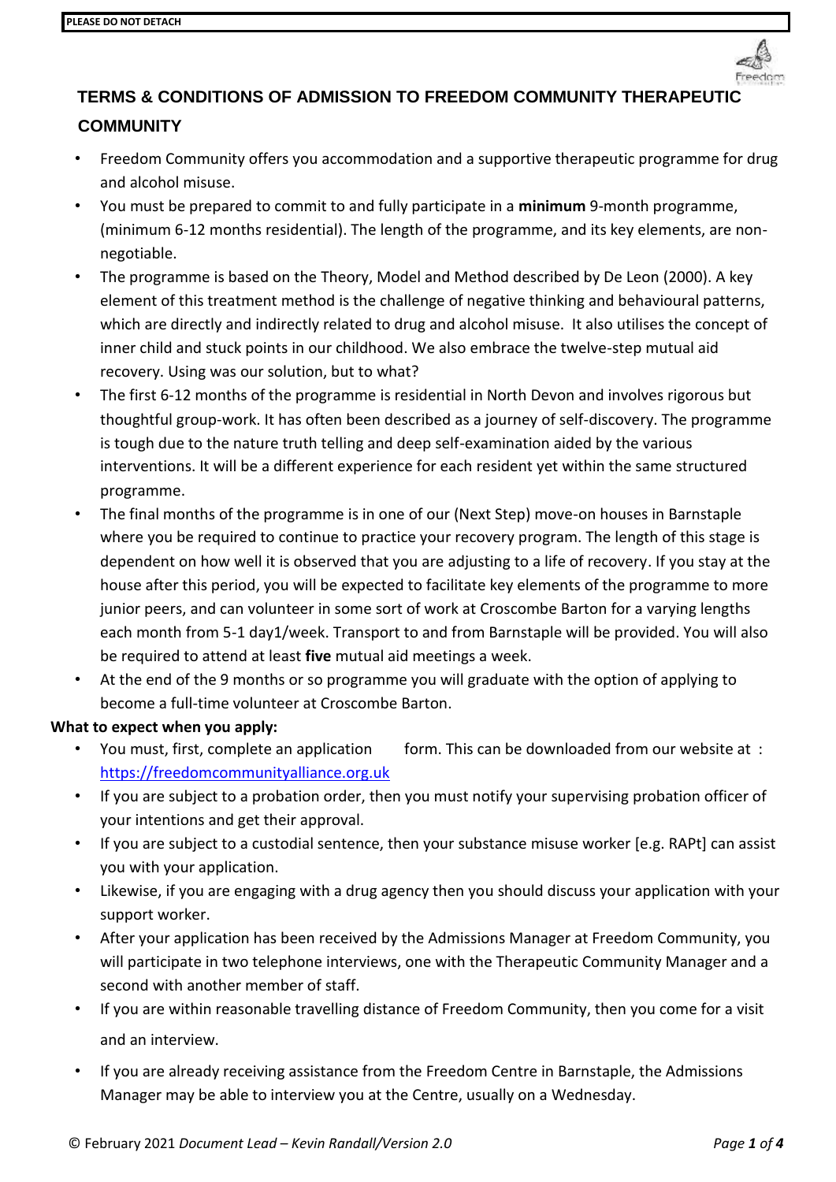PLEASE DO NOT DETACH

## TERMS & CONDITIONS OF ADMISSION TO FREEDOM COMMUNITY THERAPEUTIC COMMUNITY

- Freedom Community offers you accommodation and a supportive therapeutic programme for drug and alcohol misuse.
- You must be prepared to commit to and fully participate in a **minimum** 9-month programme, (minimum 6-12 months residential). The length of the programme, and its key elements, are non-negotiable.
- The programme is based on the Theory, Model and Method described by De Leon (2000). A key element of this treatment method is the challenge of negative thinking and behavioural patterns, which are directly and indirectly related to drug and alcohol misuse. It also utilises the concept of inner child and stuck points in our childhood. We also embrace the twelve-step mutual aid recovery. Using was our solution, but to what?
- The first 6-12 months of the programme is residential in North Devon and involves rigorous but thoughtful group-work. It has often been described as a journey of self-discovery. The programme is tough due to the nature truth telling and deep self-examination aided by the various interventions. It will be a different experience for each resident yet within the same structured programme.
- The final months of the programme is in one of our (Next Step) move-on houses in Barnstaple where you be required to continue to practice your recovery program. The length of this stage is dependent on how well it is observed that you are adjusting to a life of recovery. If you stay at the house after this period, you will be expected to facilitate key elements of the programme to more junior peers, and can volunteer in some sort of work at Croscombe Barton for a varying lengths each month from 5-1 day1/week. Transport to and from Barnstaple will be provided. You will also be required to attend at least **five** mutual aid meetings a week.
- At the end of the 9 months or so programme you will graduate with the option of applying to become a full-time volunteer at Croscombe Barton.

**What to expect when you apply:**

- You must, first, complete an application form. This can be downloaded from our website at : https://freedomcommunityalliance.org.uk
- If you are subject to a probation order, then you must notify your supervising probation officer of your intentions and get their approval.
- If you are subject to a custodial sentence, then your substance misuse worker [e.g. RAPt] can assist you with your application.
- Likewise, if you are engaging with a drug agency then you should discuss your application with your support worker.
- After your application has been received by the Admissions Manager at Freedom Community, you will participate in two telephone interviews, one with the Therapeutic Community Manager and a second with another member of staff.
- If you are within reasonable travelling distance of Freedom Community, then you come for a visit and an interview.
- If you are already receiving assistance from the Freedom Centre in Barnstaple, the Admissions Manager may be able to interview you at the Centre, usually on a Wednesday.

© February 2021 *Document Lead – Kevin Randall/Version 2.0*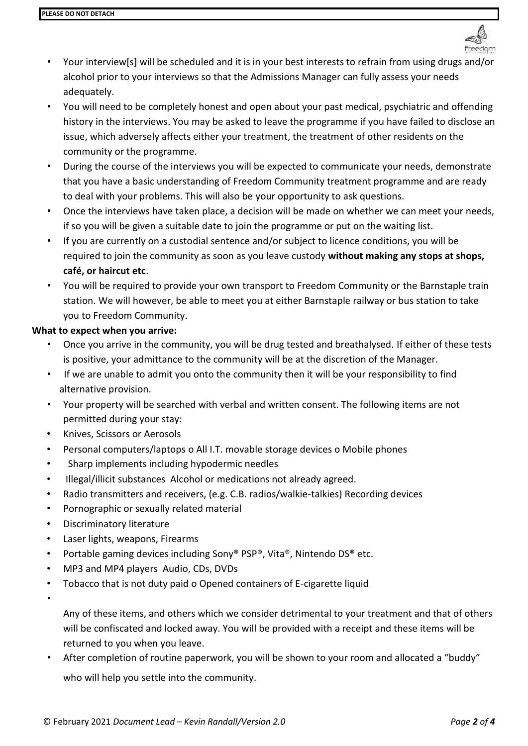**PLEASE DO NOT DETACH**

- Your interview[s] will be scheduled and it is in your best interests to refrain from using drugs and/or alcohol prior to your interviews so that the Admissions Manager can fully assess your needs adequately.
- You will need to be completely honest and open about your past medical, psychiatric and offending history in the interviews. You may be asked to leave the programme if you have failed to disclose an issue, which adversely affects either your treatment, the treatment of other residents on the community or the programme.
- During the course of the interviews you will be expected to communicate your needs, demonstrate that you have a basic understanding of Freedom Community treatment programme and are ready to deal with your problems. This will also be your opportunity to ask questions.
- Once the interviews have taken place, a decision will be made on whether we can meet your needs, if so you will be given a suitable date to join the programme or put on the waiting list.
- If you are currently on a custodial sentence and/or subject to licence conditions, you will be required to join the community as soon as you leave custody **without making any stops at shops, café, or haircut etc**.
- You will be required to provide your own transport to Freedom Community or the Barnstaple train station. We will however, be able to meet you at either Barnstaple railway or bus station to take you to Freedom Community.

**What to expect when you arrive:**

- Once you arrive in the community, you will be drug tested and breathalysed. If either of these tests is positive, your admittance to the community will be at the discretion of the Manager.
- If we are unable to admit you onto the community then it will be your responsibility to find alternative provision.
- Your property will be searched with verbal and written consent. The following items are not permitted during your stay:
- Knives, Scissors or Aerosols
- Personal computers/laptops o All I.T. movable storage devices o Mobile phones
- Sharp implements including hypodermic needles
- Illegal/illicit substances Alcohol or medications not already agreed.
- Radio transmitters and receivers, (e.g. C.B. radios/walkie-talkies) Recording devices
- Pornographic or sexually related material
- Discriminatory literature
- Laser lights, weapons, Firearms
- Portable gaming devices including Sony® PSP®, Vita®, Nintendo DS® etc.
- MP3 and MP4 players Audio, CDs, DVDs
- Tobacco that is not duty paid o Opened containers of E-cigarette liquid

Any of these items, and others which we consider detrimental to your treatment and that of others will be confiscated and locked away. You will be provided with a receipt and these items will be returned to you when you leave.

- After completion of routine paperwork, you will be shown to your room and allocated a "buddy" who will help you settle into the community.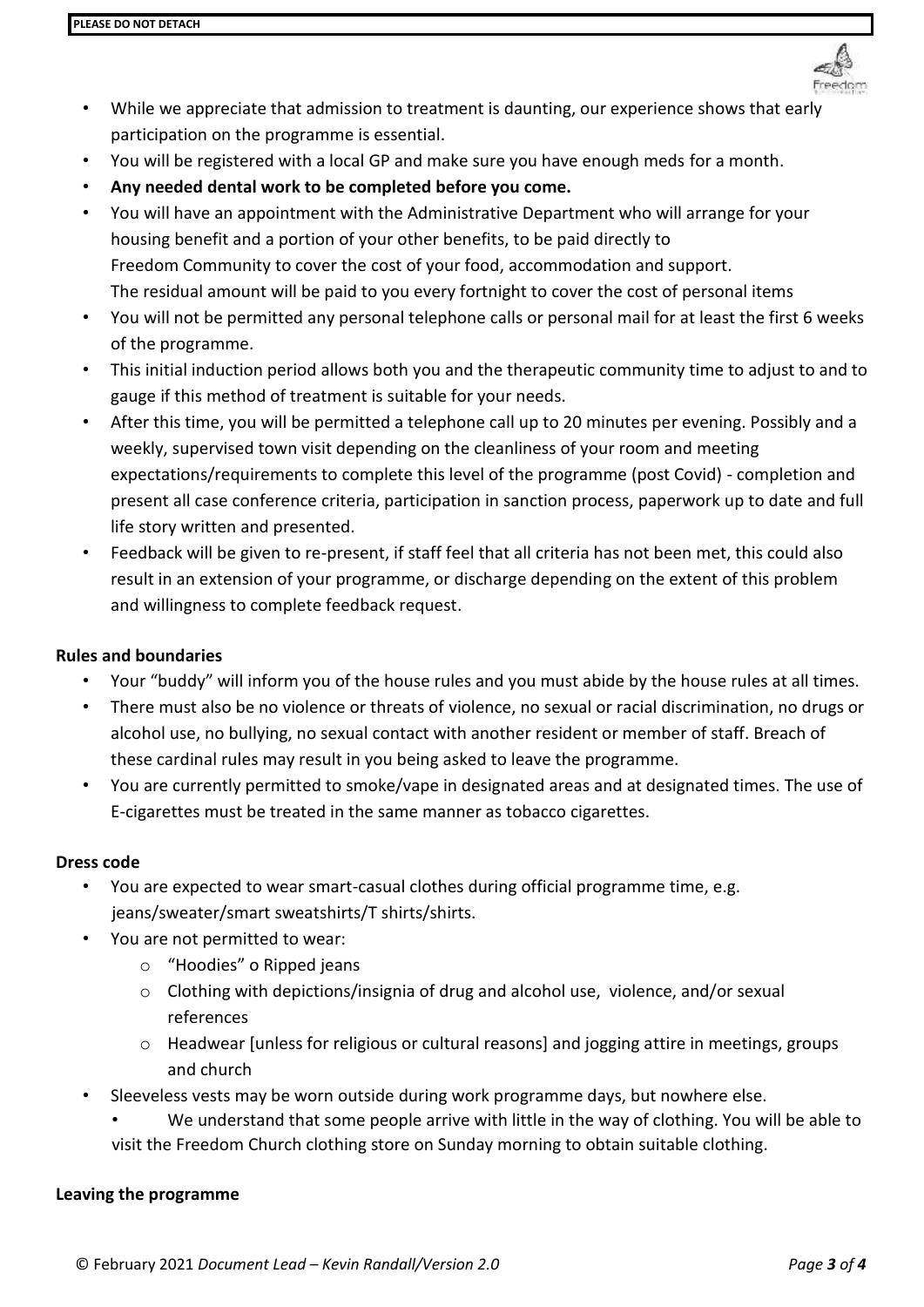- While we appreciate that admission to treatment is daunting, our experience shows that early participation on the programme is essential.
- You will be registered with a local GP and make sure you have enough meds for a month.
- **Any needed dental work to be completed before you come.**
- You will have an appointment with the Administrative Department who will arrange for your housing benefit and a portion of your other benefits, to be paid directly to Freedom Community to cover the cost of your food, accommodation and support. The residual amount will be paid to you every fortnight to cover the cost of personal items
- You will not be permitted any personal telephone calls or personal mail for at least the first 6 weeks of the programme.
- This initial induction period allows both you and the therapeutic community time to adjust to and to gauge if this method of treatment is suitable for your needs.
- After this time, you will be permitted a telephone call up to 20 minutes per evening. Possibly and a weekly, supervised town visit depending on the cleanliness of your room and meeting expectations/requirements to complete this level of the programme (post Covid) - completion and present all case conference criteria, participation in sanction process, paperwork up to date and full life story written and presented.
- Feedback will be given to re-present, if staff feel that all criteria has not been met, this could also result in an extension of your programme, or discharge depending on the extent of this problem and willingness to complete feedback request.

**Rules and boundaries**

- Your "buddy" will inform you of the house rules and you must abide by the house rules at all times.
- There must also be no violence or threats of violence, no sexual or racial discrimination, no drugs or alcohol use, no bullying, no sexual contact with another resident or member of staff. Breach of these cardinal rules may result in you being asked to leave the programme.
- You are currently permitted to smoke/vape in designated areas and at designated times. The use of E-cigarettes must be treated in the same manner as tobacco cigarettes.

**Dress code**

- You are expected to wear smart-casual clothes during official programme time, e.g. jeans/sweater/smart sweatshirts/T shirts/shirts.
- You are not permitted to wear:
  - "Hoodies" o Ripped jeans
  - Clothing with depictions/insignia of drug and alcohol use, violence, and/or sexual references
  - Headwear [unless for religious or cultural reasons] and jogging attire in meetings, groups and church
- Sleeveless vests may be worn outside during work programme days, but nowhere else.
- We understand that some people arrive with little in the way of clothing. You will be able to visit the Freedom Church clothing store on Sunday morning to obtain suitable clothing.

**Leaving the programme**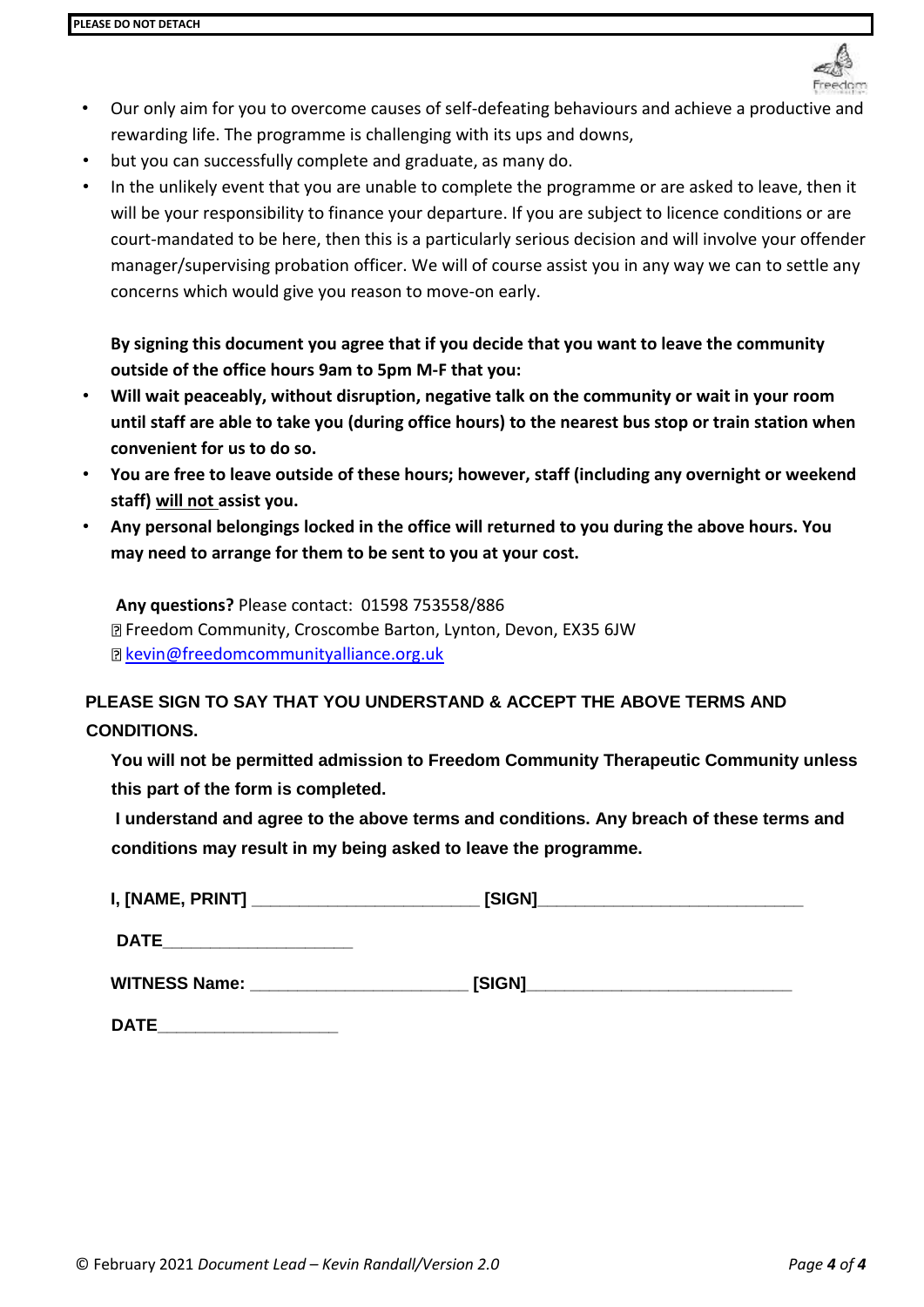**PLEASE DO NOT DETACH**

- Our only aim for you to overcome causes of self-defeating behaviours and achieve a productive and rewarding life. The programme is challenging with its ups and downs,
- but you can successfully complete and graduate, as many do.
- In the unlikely event that you are unable to complete the programme or are asked to leave, then it will be your responsibility to finance your departure. If you are subject to licence conditions or are court-mandated to be here, then this is a particularly serious decision and will involve your offender manager/supervising probation officer. We will of course assist you in any way we can to settle any concerns which would give you reason to move-on early.

**By signing this document you agree that if you decide that you want to leave the community outside of the office hours 9am to 5pm M-F that you:**

- **Will wait peaceably, without disruption, negative talk on the community or wait in your room until staff are able to take you (during office hours) to the nearest bus stop or train station when convenient for us to do so.**
- **You are free to leave outside of these hours; however, staff (including any overnight or weekend staff) <u>will not</u> assist you.**
- **Any personal belongings locked in the office will returned to you during the above hours. You may need to arrange for them to be sent to you at your cost.**

**Any questions?** Please contact: 01598 753558/886

Freedom Community, Croscombe Barton, Lynton, Devon, EX35 6JW

kevin@freedomcommunityalliance.org.uk

**PLEASE SIGN TO SAY THAT YOU UNDERSTAND & ACCEPT THE ABOVE TERMS AND CONDITIONS.**

**You will not be permitted admission to Freedom Community Therapeutic Community unless this part of the form is completed.**

**I understand and agree to the above terms and conditions. Any breach of these terms and conditions may result in my being asked to leave the programme.**

**I, [NAME, PRINT]** ______________________ **[SIGN]**__________________________

**DATE**__________________

**WITNESS Name:** ____________________ **[SIGN]**__________________________

**DATE**_________________

© February 2021 *Document Lead – Kevin Randall/Version 2.0*